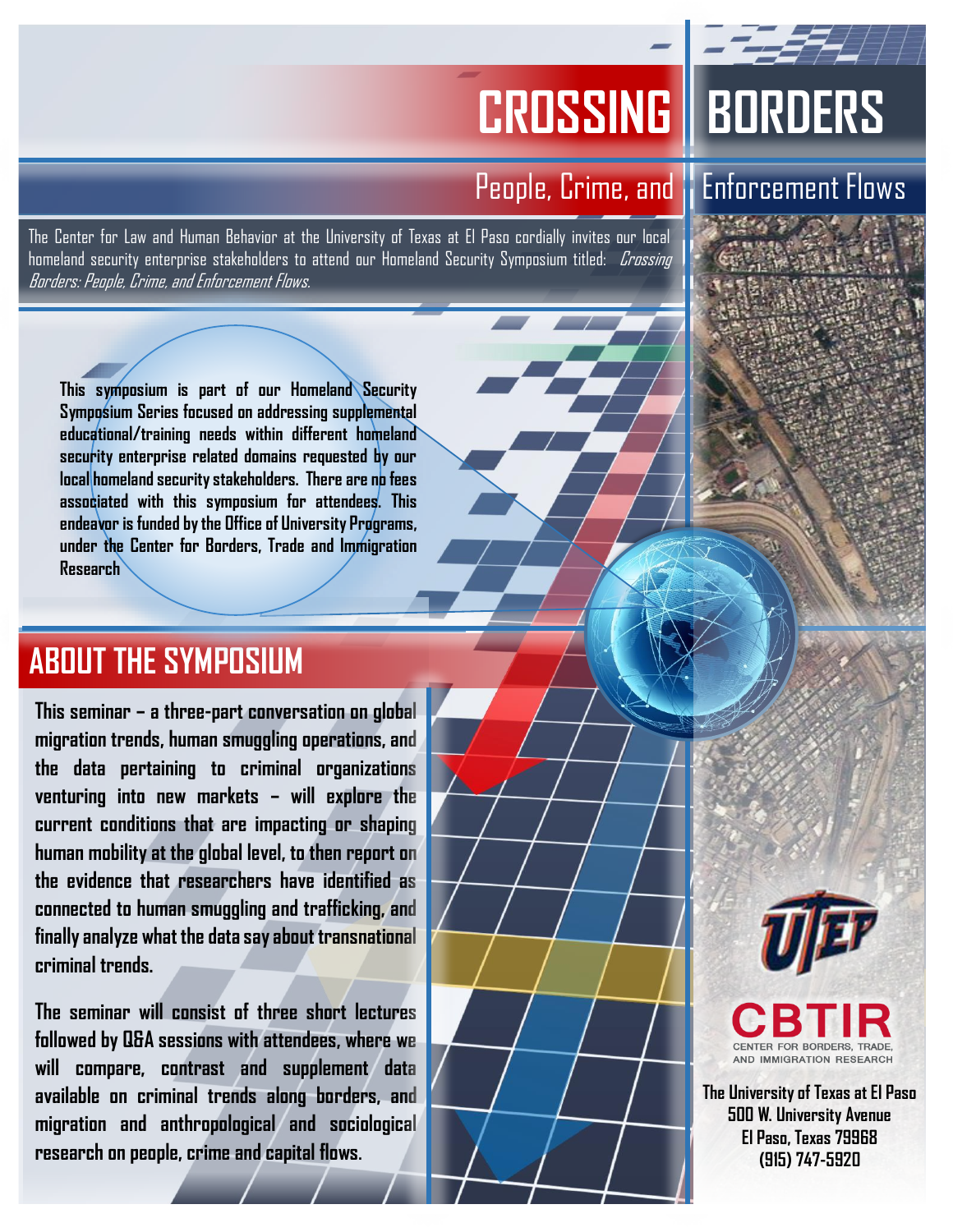# CROSSING BORDERS

## People, Crime, and Enforcement Flows

The Center for Law and Human Behavior at the University of Texas at El Paso cordially invites our local homeland security enterprise stakeholders to attend our Homeland Security Symposium titled: *Crossing Borders: People, Crime, and Enforcement Flows.*

**This symposium is part of our Homeland Security Symposium Series focused on addressing supplemental educational/training needs within different homeland security enterprise related domains requested by our local homeland security stakeholders. There are no fees associated with this symposium for attendees. This endeavor is funded by the Office of University Programs, under the Center for Borders, Trade and Immigration Research**

## ABOUT THE SYMPOSIUM

**This seminar – a three-part conversation on global migration trends, human smuggling operations, and the data pertaining to criminal organizations venturing into new markets – will explore the current conditions that are impacting or shaping human mobility at the global level, to then report on the evidence that researchers have identified as connected to human smuggling and trafficking, and finally analyze what the data say about transnational criminal trends.**

**The seminar will consist of three short lectures followed by Q&A sessions with attendees, where we will compare, contrast and supplement data available on criminal trends along borders, and migration and anthropological and sociological research on people, crime and capital flows.**

UTEP

CBTIR
CENTER FOR BORDERS, TRADE, AND IMMIGRATION RESEARCH

**The University of Texas at El Paso**
**500 W. University Avenue**
**El Paso, Texas 79968**
**(915) 747-5920**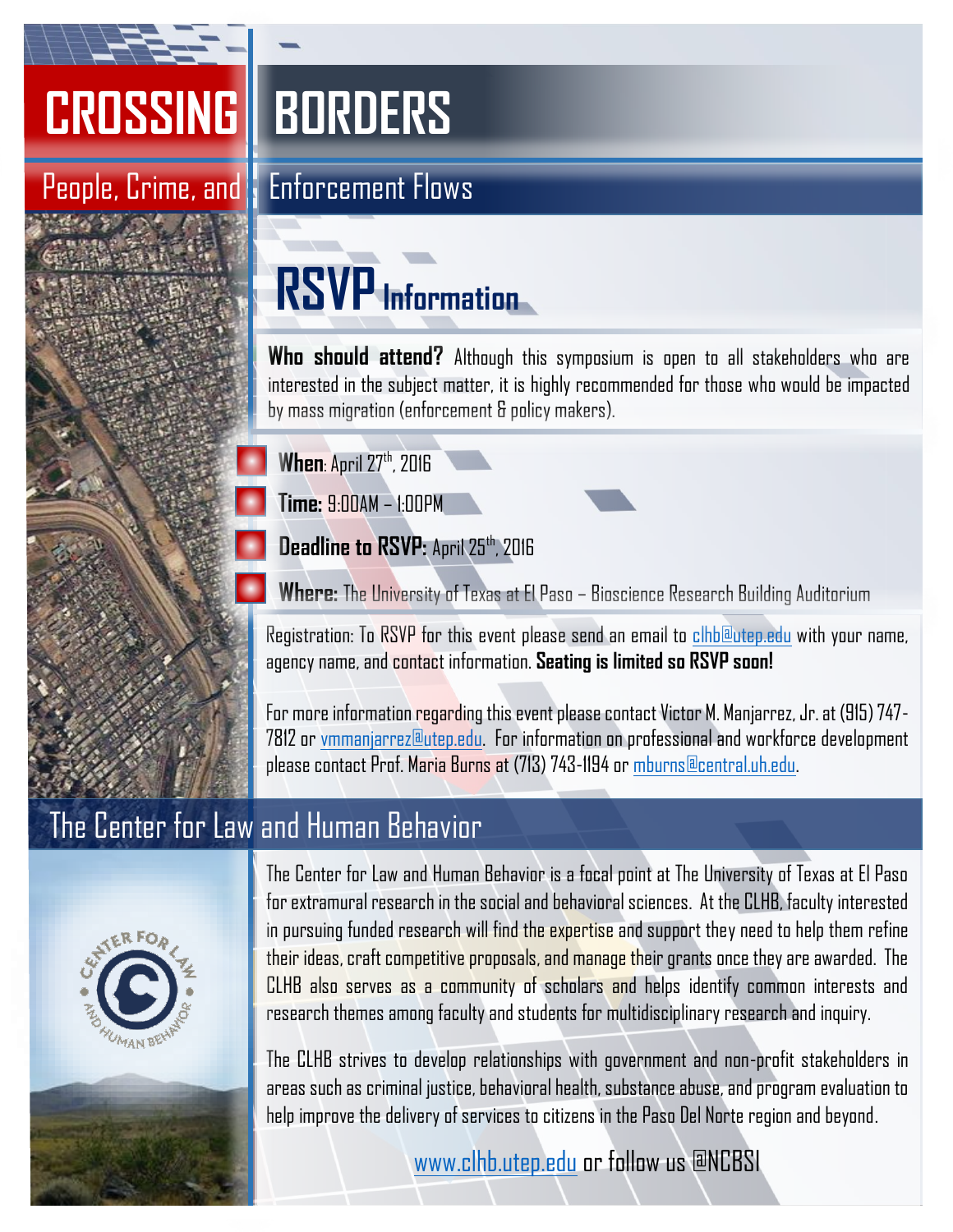# CROSSING BORDERS

## People, Crime, and Enforcement Flows

## RSVP Information

**Who should attend?** Although this symposium is open to all stakeholders who are interested in the subject matter, it is highly recommended for those who would be impacted by mass migration (enforcement & policy makers).

- **When**: April 27th, 2016
- **Time:** 9:00AM – 1:00PM
- **Deadline to RSVP:** April 25th, 2016
- **Where:** The University of Texas at El Paso – Bioscience Research Building Auditorium

Registration: To RSVP for this event please send an email to clhb@utep.edu with your name, agency name, and contact information. **Seating is limited so RSVP soon!**

For more information regarding this event please contact Victor M. Manjarrez, Jr. at (915) 747-7812 or vmmanjarrez@utep.edu. For information on professional and workforce development please contact Prof. Maria Burns at (713) 743-1194 or mburns@central.uh.edu.

## The Center for Law and Human Behavior

The Center for Law and Human Behavior is a focal point at The University of Texas at El Paso for extramural research in the social and behavioral sciences. At the CLHB, faculty interested in pursuing funded research will find the expertise and support they need to help them refine their ideas, craft competitive proposals, and manage their grants once they are awarded. The CLHB also serves as a community of scholars and helps identify common interests and research themes among faculty and students for multidisciplinary research and inquiry.

The CLHB strives to develop relationships with government and non-profit stakeholders in areas such as criminal justice, behavioral health, substance abuse, and program evaluation to help improve the delivery of services to citizens in the Paso Del Norte region and beyond.

www.clhb.utep.edu or follow us @NCBSI